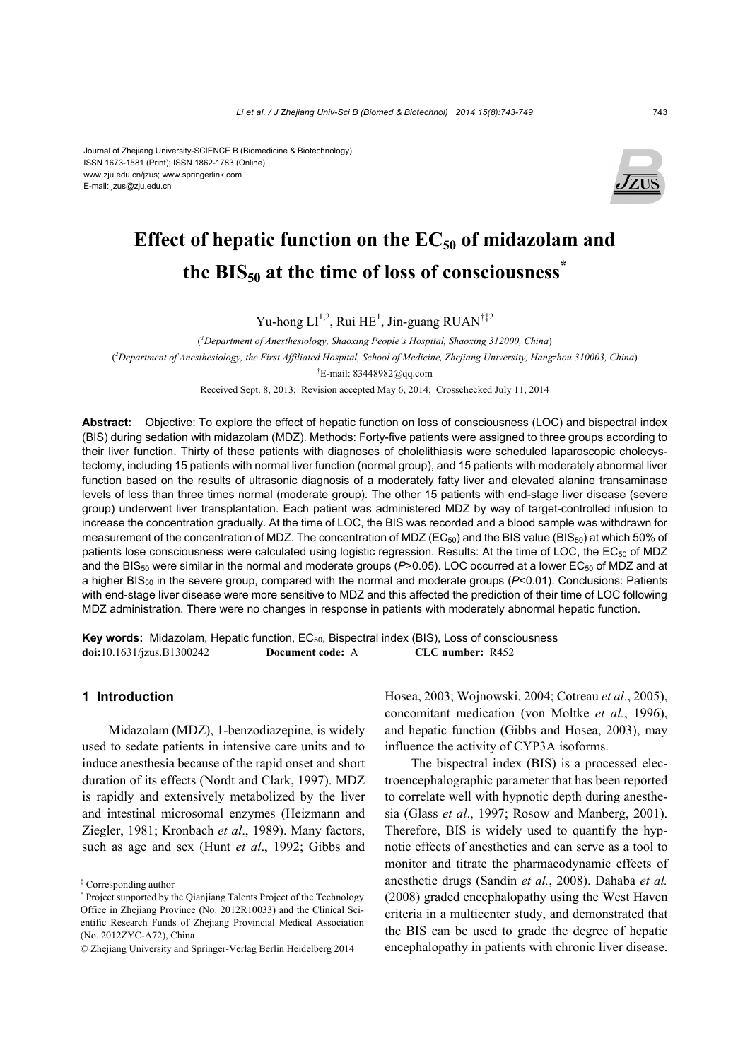Journal of Zhejiang University-SCIENCE B (Biomedicine & Biotechnology)
ISSN 1673-1581 (Print); ISSN 1862-1783 (Online)
www.zju.edu.cn/jzus; www.springerlink.com
E-mail: jzus@zju.edu.cn

# Effect of hepatic function on the $EC_{50}$ of midazolam and the $BIS_{50}$ at the time of loss of consciousness*

Yu-hong LI[1,2], Rui HE[1], Jin-guang RUAN[†‡2]

([1]Department of Anesthesiology, Shaoxing People's Hospital, Shaoxing 312000, China)

([2]Department of Anesthesiology, the First Affiliated Hospital, School of Medicine, Zhejiang University, Hangzhou 310003, China)

[†]E-mail: 83448982@qq.com

Received Sept. 8, 2013; Revision accepted May 6, 2014; Crosschecked July 11, 2014

**Abstract:** Objective: To explore the effect of hepatic function on loss of consciousness (LOC) and bispectral index (BIS) during sedation with midazolam (MDZ). Methods: Forty-five patients were assigned to three groups according to their liver function. Thirty of these patients with diagnoses of cholelithiasis were scheduled laparoscopic cholecystectomy, including 15 patients with normal liver function (normal group), and 15 patients with moderately abnormal liver function based on the results of ultrasonic diagnosis of a moderately fatty liver and elevated alanine transaminase levels of less than three times normal (moderate group). The other 15 patients with end-stage liver disease (severe group) underwent liver transplantation. Each patient was administered MDZ by way of target-controlled infusion to increase the concentration gradually. At the time of LOC, the BIS was recorded and a blood sample was withdrawn for measurement of the concentration of MDZ. The concentration of MDZ ($EC_{50}$) and the BIS value ($BIS_{50}$) at which 50% of patients lose consciousness were calculated using logistic regression. Results: At the time of LOC, the $EC_{50}$ of MDZ and the $BIS_{50}$ were similar in the normal and moderate groups ($P>0.05$). LOC occurred at a lower $EC_{50}$ of MDZ and at a higher $BIS_{50}$ in the severe group, compared with the normal and moderate groups ($P<0.01$). Conclusions: Patients with end-stage liver disease were more sensitive to MDZ and this affected the prediction of their time of LOC following MDZ administration. There were no changes in response in patients with moderately abnormal hepatic function.

**Key words:** Midazolam, Hepatic function, $EC_{50}$, Bispectral index (BIS), Loss of consciousness
**doi:**10.1631/jzus.B1300242 **Document code:** A **CLC number:** R452

## 1 Introduction

Midazolam (MDZ), 1-benzodiazepine, is widely used to sedate patients in intensive care units and to induce anesthesia because of the rapid onset and short duration of its effects (Nordt and Clark, 1997). MDZ is rapidly and extensively metabolized by the liver and intestinal microsomal enzymes (Heizmann and Ziegler, 1981; Kronbach *et al*., 1989). Many factors, such as age and sex (Hunt *et al*., 1992; Gibbs and Hosea, 2003; Wojnowski, 2004; Cotreau *et al*., 2005), concomitant medication (von Moltke *et al*., 1996), and hepatic function (Gibbs and Hosea, 2003), may influence the activity of CYP3A isoforms.

The bispectral index (BIS) is a processed electroencephalographic parameter that has been reported to correlate well with hypnotic depth during anesthesia (Glass *et al*., 1997; Rosow and Manberg, 2001). Therefore, BIS is widely used to quantify the hypnotic effects of anesthetics and can serve as a tool to monitor and titrate the pharmacodynamic effects of anesthetic drugs (Sandin *et al.*, 2008). Dahaba *et al.* (2008) graded encephalopathy using the West Haven criteria in a multicenter study, and demonstrated that the BIS can be used to grade the degree of hepatic encephalopathy in patients with chronic liver disease.

---

‡ Corresponding author

\* Project supported by the Qianjiang Talents Project of the Technology Office in Zhejiang Province (No. 2012R10033) and the Clinical Scientific Research Funds of Zhejiang Provincial Medical Association (No. 2012ZYC-A72), China

© Zhejiang University and Springer-Verlag Berlin Heidelberg 2014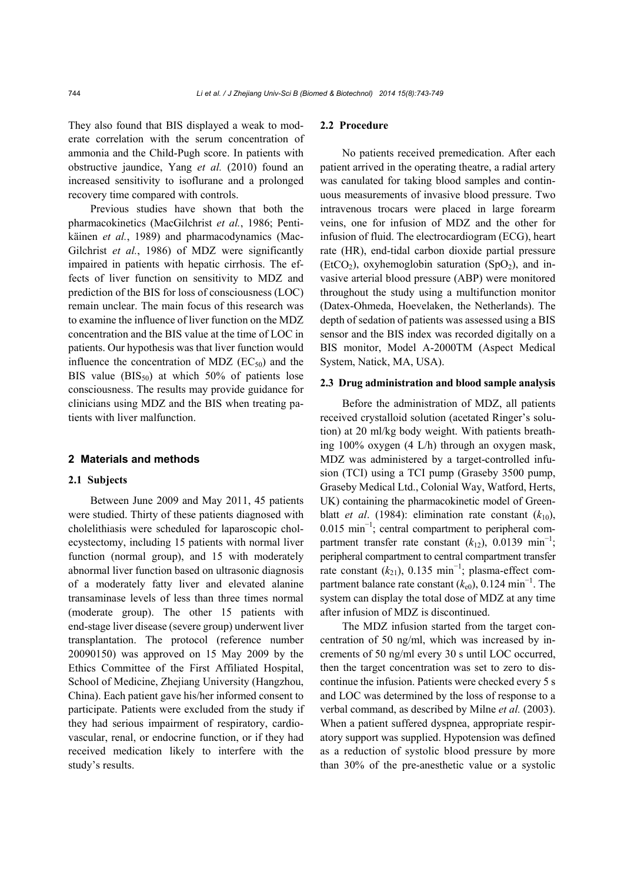They also found that BIS displayed a weak to moderate correlation with the serum concentration of ammonia and the Child-Pugh score. In patients with obstructive jaundice, Yang *et al.* (2010) found an increased sensitivity to isoflurane and a prolonged recovery time compared with controls.

Previous studies have shown that both the pharmacokinetics (MacGilchrist *et al.*, 1986; Pentikäinen *et al.*, 1989) and pharmacodynamics (MacGilchrist *et al.*, 1986) of MDZ were significantly impaired in patients with hepatic cirrhosis. The effects of liver function on sensitivity to MDZ and prediction of the BIS for loss of consciousness (LOC) remain unclear. The main focus of this research was to examine the influence of liver function on the MDZ concentration and the BIS value at the time of LOC in patients. Our hypothesis was that liver function would influence the concentration of MDZ ($EC_{50}$) and the BIS value ($BIS_{50}$) at which 50% of patients lose consciousness. The results may provide guidance for clinicians using MDZ and the BIS when treating patients with liver malfunction.

## 2 Materials and methods

### 2.1 Subjects

Between June 2009 and May 2011, 45 patients were studied. Thirty of these patients diagnosed with cholelithiasis were scheduled for laparoscopic cholecystectomy, including 15 patients with normal liver function (normal group), and 15 with moderately abnormal liver function based on ultrasonic diagnosis of a moderately fatty liver and elevated alanine transaminase levels of less than three times normal (moderate group). The other 15 patients with end-stage liver disease (severe group) underwent liver transplantation. The protocol (reference number 20090150) was approved on 15 May 2009 by the Ethics Committee of the First Affiliated Hospital, School of Medicine, Zhejiang University (Hangzhou, China). Each patient gave his/her informed consent to participate. Patients were excluded from the study if they had serious impairment of respiratory, cardiovascular, renal, or endocrine function, or if they had received medication likely to interfere with the study's results.

### 2.2 Procedure

No patients received premedication. After each patient arrived in the operating theatre, a radial artery was canulated for taking blood samples and continuous measurements of invasive blood pressure. Two intravenous trocars were placed in large forearm veins, one for infusion of MDZ and the other for infusion of fluid. The electrocardiogram (ECG), heart rate (HR), end-tidal carbon dioxide partial pressure ($EtCO_2$), oxyhemoglobin saturation ($SpO_2$), and invasive arterial blood pressure (ABP) were monitored throughout the study using a multifunction monitor (Datex-Ohmeda, Hoevelaken, the Netherlands). The depth of sedation of patients was assessed using a BIS sensor and the BIS index was recorded digitally on a BIS monitor, Model A-2000TM (Aspect Medical System, Natick, MA, USA).

### 2.3 Drug administration and blood sample analysis

Before the administration of MDZ, all patients received crystalloid solution (acetated Ringer's solution) at 20 ml/kg body weight. With patients breathing 100% oxygen (4 L/h) through an oxygen mask, MDZ was administered by a target-controlled infusion (TCI) using a TCI pump (Graseby 3500 pump, Graseby Medical Ltd., Colonial Way, Watford, Herts, UK) containing the pharmacokinetic model of Greenblatt *et al*. (1984): elimination rate constant ($k_{10}$), 0.015 $\text{min}^{-1}$; central compartment to peripheral compartment transfer rate constant ($k_{12}$), 0.0139 $\text{min}^{-1}$; peripheral compartment to central compartment transfer rate constant ($k_{21}$), 0.135 $\text{min}^{-1}$; plasma-effect compartment balance rate constant ($k_{e0}$), 0.124 $\text{min}^{-1}$. The system can display the total dose of MDZ at any time after infusion of MDZ is discontinued.

The MDZ infusion started from the target concentration of 50 ng/ml, which was increased by increments of 50 ng/ml every 30 s until LOC occurred, then the target concentration was set to zero to discontinue the infusion. Patients were checked every 5 s and LOC was determined by the loss of response to a verbal command, as described by Milne *et al.* (2003). When a patient suffered dyspnea, appropriate respiratory support was supplied. Hypotension was defined as a reduction of systolic blood pressure by more than 30% of the pre-anesthetic value or a systolic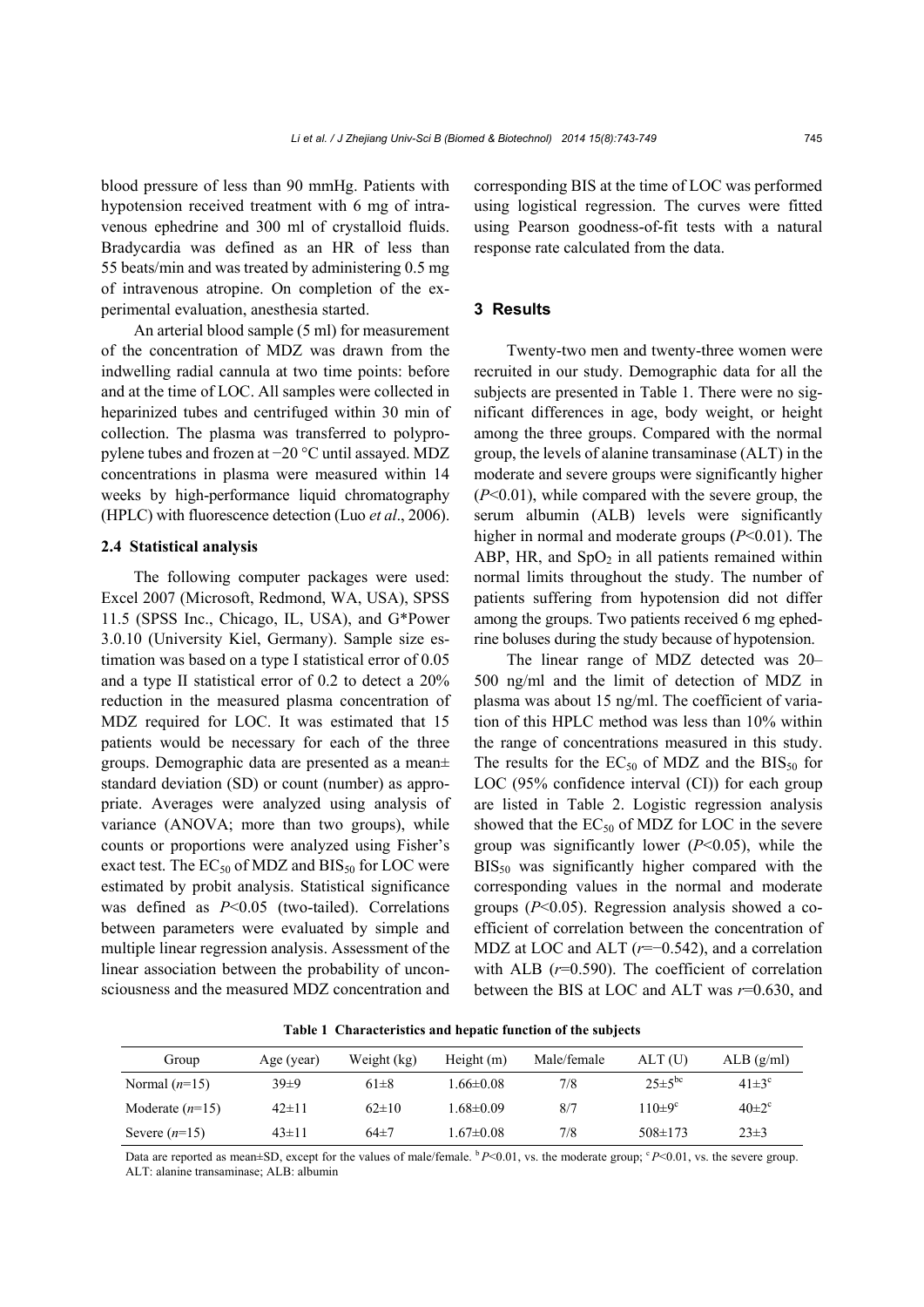blood pressure of less than 90 mmHg. Patients with hypotension received treatment with 6 mg of intravenous ephedrine and 300 ml of crystalloid fluids. Bradycardia was defined as an HR of less than 55 beats/min and was treated by administering 0.5 mg of intravenous atropine. On completion of the experimental evaluation, anesthesia started.

An arterial blood sample (5 ml) for measurement of the concentration of MDZ was drawn from the indwelling radial cannula at two time points: before and at the time of LOC. All samples were collected in heparinized tubes and centrifuged within 30 min of collection. The plasma was transferred to polypropylene tubes and frozen at −20 °C until assayed. MDZ concentrations in plasma were measured within 14 weeks by high-performance liquid chromatography (HPLC) with fluorescence detection (Luo *et al*., 2006).

### 2.4 Statistical analysis

The following computer packages were used: Excel 2007 (Microsoft, Redmond, WA, USA), SPSS 11.5 (SPSS Inc., Chicago, IL, USA), and G*Power 3.0.10 (University Kiel, Germany). Sample size estimation was based on a type I statistical error of 0.05 and a type II statistical error of 0.2 to detect a 20% reduction in the measured plasma concentration of MDZ required for LOC. It was estimated that 15 patients would be necessary for each of the three groups. Demographic data are presented as a mean±standard deviation (SD) or count (number) as appropriate. Averages were analyzed using analysis of variance (ANOVA; more than two groups), while counts or proportions were analyzed using Fisher's exact test. The $EC_{50}$ of MDZ and $BIS_{50}$ for LOC were estimated by probit analysis. Statistical significance was defined as $P<0.05$ (two-tailed). Correlations between parameters were evaluated by simple and multiple linear regression analysis. Assessment of the linear association between the probability of unconsciousness and the measured MDZ concentration and corresponding BIS at the time of LOC was performed using logistical regression. The curves were fitted using Pearson goodness-of-fit tests with a natural response rate calculated from the data.

## 3 Results

Twenty-two men and twenty-three women were recruited in our study. Demographic data for all the subjects are presented in Table 1. There were no significant differences in age, body weight, or height among the three groups. Compared with the normal group, the levels of alanine transaminase (ALT) in the moderate and severe groups were significantly higher ($P<0.01$), while compared with the severe group, the serum albumin (ALB) levels were significantly higher in normal and moderate groups ($P<0.01$). The ABP, HR, and $SpO_2$ in all patients remained within normal limits throughout the study. The number of patients suffering from hypotension did not differ among the groups. Two patients received 6 mg ephedrine boluses during the study because of hypotension.

The linear range of MDZ detected was 20–500 ng/ml and the limit of detection of MDZ in plasma was about 15 ng/ml. The coefficient of variation of this HPLC method was less than 10% within the range of concentrations measured in this study. The results for the $EC_{50}$ of MDZ and the $BIS_{50}$ for LOC (95% confidence interval (CI)) for each group are listed in Table 2. Logistic regression analysis showed that the $EC_{50}$ of MDZ for LOC in the severe group was significantly lower ($P<0.05$), while the $BIS_{50}$ was significantly higher compared with the corresponding values in the normal and moderate groups ($P<0.05$). Regression analysis showed a coefficient of correlation between the concentration of MDZ at LOC and ALT ($r=-0.542$), and a correlation with ALB ($r=0.590$). The coefficient of correlation between the BIS at LOC and ALT was $r=0.630$, and

**Table 1 Characteristics and hepatic function of the subjects**

| Group | Age (year) | Weight (kg) | Height (m) | Male/female | ALT (U) | ALB (g/ml) |
|---|---|---|---|---|---|---|
| Normal ($n$=15) | 39±9 | 61±8 | 1.66±0.08 | 7/8 | 25±5[bc] | 41±3[c] |
| Moderate ($n$=15) | 42±11 | 62±10 | 1.68±0.09 | 8/7 | 110±9[c] | 40±2[c] |
| Severe ($n$=15) | 43±11 | 64±7 | 1.67±0.08 | 7/8 | 508±173 | 23±3 |

Data are reported as mean±SD, except for the values of male/female. [b] $P<0.01$, vs. the moderate group; [c] $P<0.01$, vs. the severe group. ALT: alanine transaminase; ALB: albumin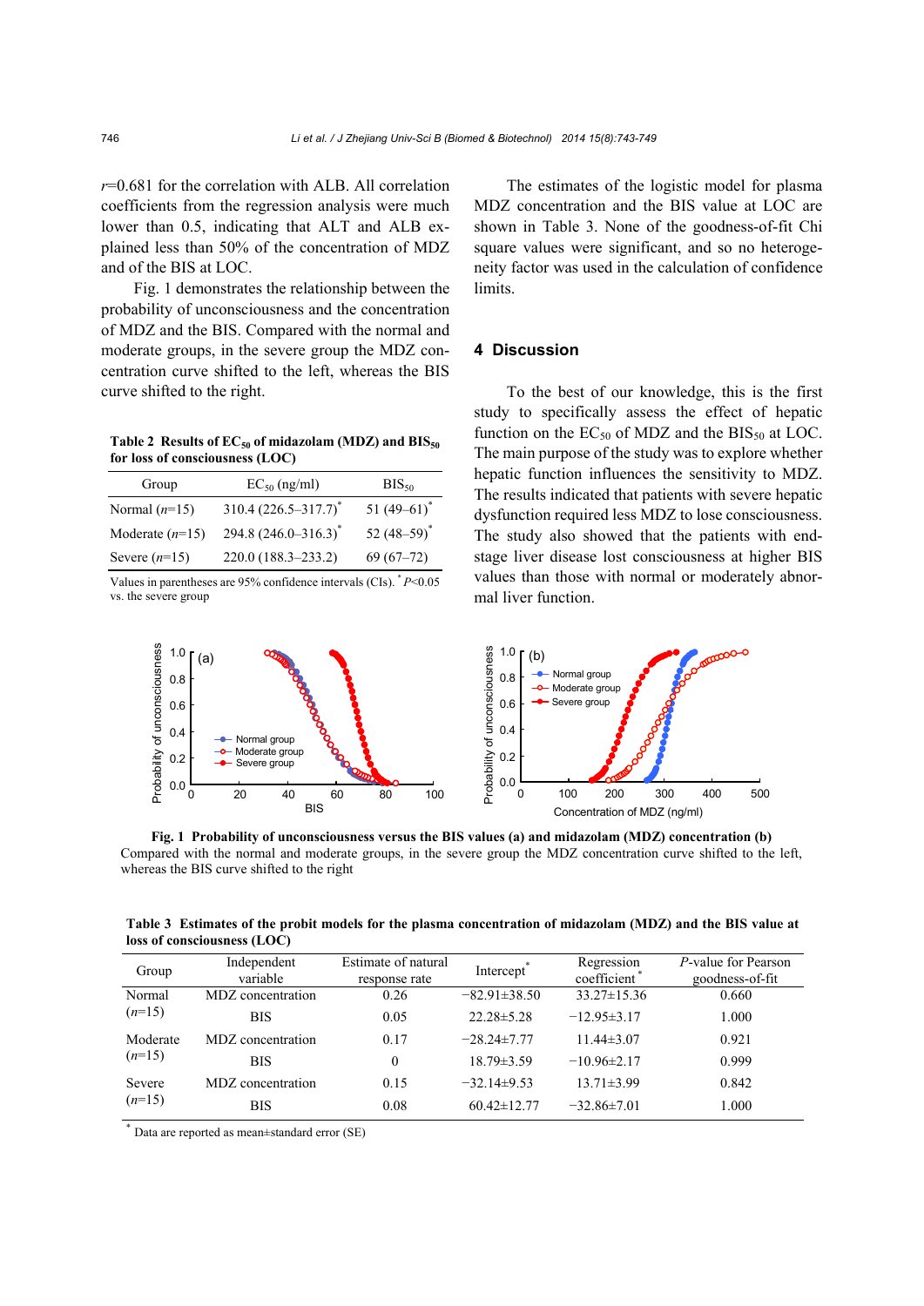$r$=0.681 for the correlation with ALB. All correlation coefficients from the regression analysis were much lower than 0.5, indicating that ALT and ALB explained less than 50% of the concentration of MDZ and of the BIS at LOC.

Fig. 1 demonstrates the relationship between the probability of unconsciousness and the concentration of MDZ and the BIS. Compared with the normal and moderate groups, in the severe group the MDZ concentration curve shifted to the left, whereas the BIS curve shifted to the right.

**Table 2 Results of $EC_{50}$ of midazolam (MDZ) and $BIS_{50}$ for loss of consciousness (LOC)**

| Group | $EC_{50}$ (ng/ml) | $BIS_{50}$ |
|---|---|---|
| Normal ($n$=15) | 310.4 (226.5–317.7)* | 51 (49–61)* |
| Moderate ($n$=15) | 294.8 (246.0–316.3)* | 52 (48–59)* |
| Severe ($n$=15) | 220.0 (188.3–233.2) | 69 (67–72) |

Values in parentheses are 95% confidence intervals (CIs). * $P$<0.05 vs. the severe group

The estimates of the logistic model for plasma MDZ concentration and the BIS value at LOC are shown in Table 3. None of the goodness-of-fit Chi square values were significant, and so no heterogeneity factor was used in the calculation of confidence limits.

## 4 Discussion

To the best of our knowledge, this is the first study to specifically assess the effect of hepatic function on the $EC_{50}$ of MDZ and the $BIS_{50}$ at LOC. The main purpose of the study was to explore whether hepatic function influences the sensitivity to MDZ. The results indicated that patients with severe hepatic dysfunction required less MDZ to lose consciousness. The study also showed that the patients with end-stage liver disease lost consciousness at higher BIS values than those with normal or moderately abnormal liver function.

**Fig. 1 Probability of unconsciousness versus the BIS values (a) and midazolam (MDZ) concentration (b)**
Compared with the normal and moderate groups, in the severe group the MDZ concentration curve shifted to the left, whereas the BIS curve shifted to the right

**Table 3 Estimates of the probit models for the plasma concentration of midazolam (MDZ) and the BIS value at loss of consciousness (LOC)**

| Group | Independent variable | Estimate of natural response rate | Intercept* | Regression coefficient* | $P$-value for Pearson goodness-of-fit |
|---|---|---|---|---|---|
| Normal ($n$=15) | MDZ concentration | 0.26 | −82.91±38.50 | 33.27±15.36 | 0.660 |
| | BIS | 0.05 | 22.28±5.28 | −12.95±3.17 | 1.000 |
| Moderate ($n$=15) | MDZ concentration | 0.17 | −28.24±7.77 | 11.44±3.07 | 0.921 |
| | BIS | 0 | 18.79±3.59 | −10.96±2.17 | 0.999 |
| Severe ($n$=15) | MDZ concentration | 0.15 | −32.14±9.53 | 13.71±3.99 | 0.842 |
| | BIS | 0.08 | 60.42±12.77 | −32.86±7.01 | 1.000 |

* Data are reported as mean±standard error (SE)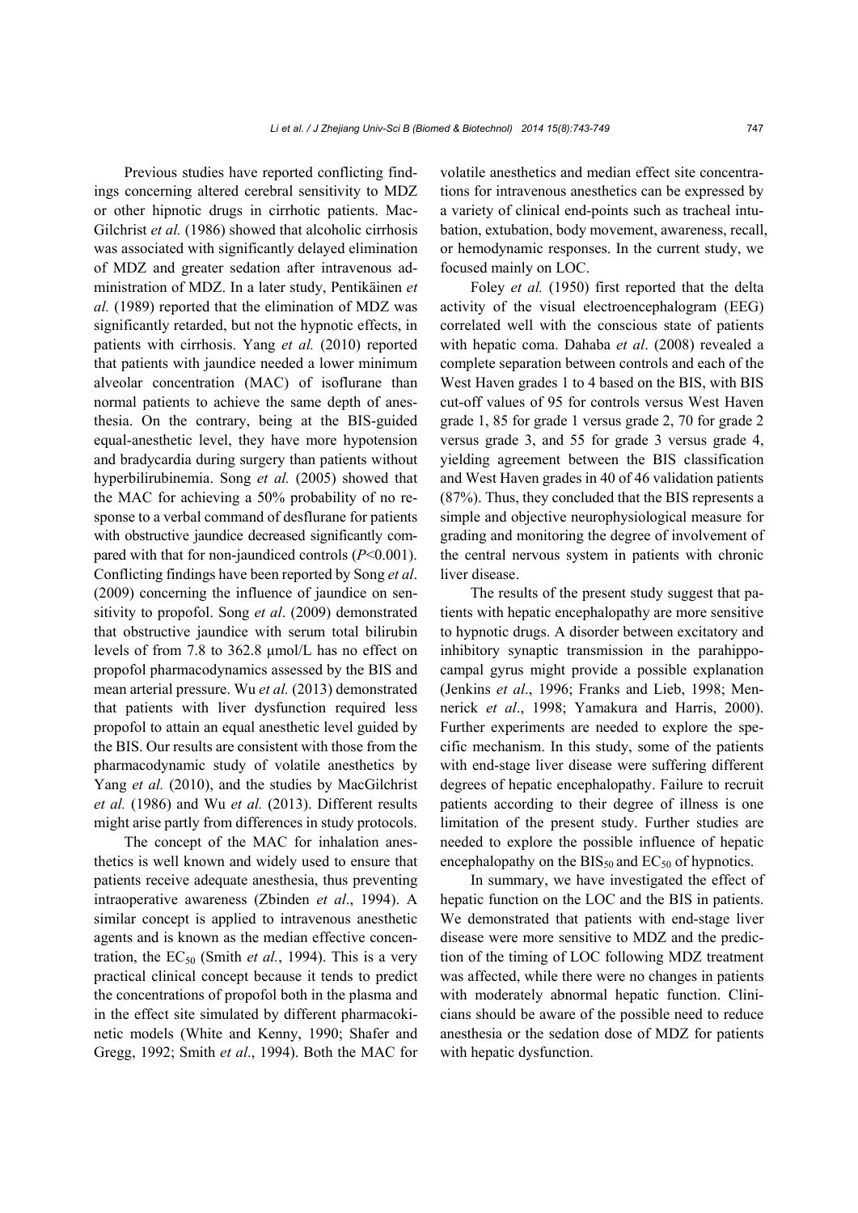Previous studies have reported conflicting findings concerning altered cerebral sensitivity to MDZ or other hipnotic drugs in cirrhotic patients. MacGilchrist *et al.* (1986) showed that alcoholic cirrhosis was associated with significantly delayed elimination of MDZ and greater sedation after intravenous administration of MDZ. In a later study, Pentikäinen *et al.* (1989) reported that the elimination of MDZ was significantly retarded, but not the hypnotic effects, in patients with cirrhosis. Yang *et al.* (2010) reported that patients with jaundice needed a lower minimum alveolar concentration (MAC) of isoflurane than normal patients to achieve the same depth of anesthesia. On the contrary, being at the BIS-guided equal-anesthetic level, they have more hypotension and bradycardia during surgery than patients without hyperbilirubinemia. Song *et al.* (2005) showed that the MAC for achieving a 50% probability of no response to a verbal command of desflurane for patients with obstructive jaundice decreased significantly compared with that for non-jaundiced controls ($P<0.001$). Conflicting findings have been reported by Song *et al*. (2009) concerning the influence of jaundice on sensitivity to propofol. Song *et al*. (2009) demonstrated that obstructive jaundice with serum total bilirubin levels of from 7.8 to 362.8 μmol/L has no effect on propofol pharmacodynamics assessed by the BIS and mean arterial pressure. Wu *et al.* (2013) demonstrated that patients with liver dysfunction required less propofol to attain an equal anesthetic level guided by the BIS. Our results are consistent with those from the pharmacodynamic study of volatile anesthetics by Yang *et al.* (2010), and the studies by MacGilchrist *et al.* (1986) and Wu *et al.* (2013). Different results might arise partly from differences in study protocols.

The concept of the MAC for inhalation anesthetics is well known and widely used to ensure that patients receive adequate anesthesia, thus preventing intraoperative awareness (Zbinden *et al*., 1994). A similar concept is applied to intravenous anesthetic agents and is known as the median effective concentration, the $EC_{50}$ (Smith *et al.*, 1994). This is a very practical clinical concept because it tends to predict the concentrations of propofol both in the plasma and in the effect site simulated by different pharmacokinetic models (White and Kenny, 1990; Shafer and Gregg, 1992; Smith *et al*., 1994). Both the MAC for volatile anesthetics and median effect site concentrations for intravenous anesthetics can be expressed by a variety of clinical end-points such as tracheal intubation, extubation, body movement, awareness, recall, or hemodynamic responses. In the current study, we focused mainly on LOC.

Foley *et al.* (1950) first reported that the delta activity of the visual electroencephalogram (EEG) correlated well with the conscious state of patients with hepatic coma. Dahaba *et al*. (2008) revealed a complete separation between controls and each of the West Haven grades 1 to 4 based on the BIS, with BIS cut-off values of 95 for controls versus West Haven grade 1, 85 for grade 1 versus grade 2, 70 for grade 2 versus grade 3, and 55 for grade 3 versus grade 4, yielding agreement between the BIS classification and West Haven grades in 40 of 46 validation patients (87%). Thus, they concluded that the BIS represents a simple and objective neurophysiological measure for grading and monitoring the degree of involvement of the central nervous system in patients with chronic liver disease.

The results of the present study suggest that patients with hepatic encephalopathy are more sensitive to hypnotic drugs. A disorder between excitatory and inhibitory synaptic transmission in the parahippocampal gyrus might provide a possible explanation (Jenkins *et al*., 1996; Franks and Lieb, 1998; Mennerick *et al*., 1998; Yamakura and Harris, 2000). Further experiments are needed to explore the specific mechanism. In this study, some of the patients with end-stage liver disease were suffering different degrees of hepatic encephalopathy. Failure to recruit patients according to their degree of illness is one limitation of the present study. Further studies are needed to explore the possible influence of hepatic encephalopathy on the $BIS_{50}$ and $EC_{50}$ of hypnotics.

In summary, we have investigated the effect of hepatic function on the LOC and the BIS in patients. We demonstrated that patients with end-stage liver disease were more sensitive to MDZ and the prediction of the timing of LOC following MDZ treatment was affected, while there were no changes in patients with moderately abnormal hepatic function. Clinicians should be aware of the possible need to reduce anesthesia or the sedation dose of MDZ for patients with hepatic dysfunction.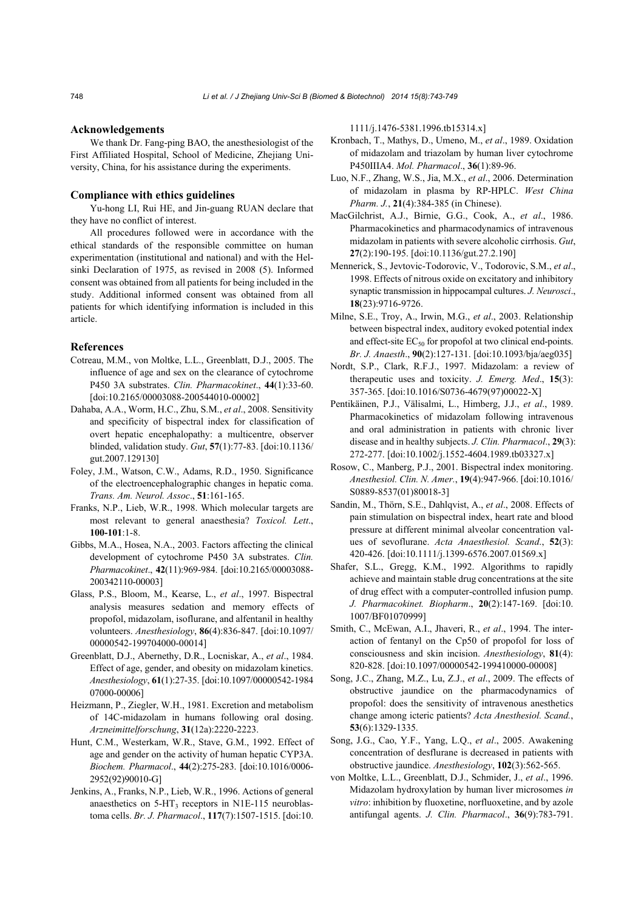## Acknowledgements

We thank Dr. Fang-ping BAO, the anesthesiologist of the First Affiliated Hospital, School of Medicine, Zhejiang University, China, for his assistance during the experiments.

## Compliance with ethics guidelines

Yu-hong LI, Rui HE, and Jin-guang RUAN declare that they have no conflict of interest.

All procedures followed were in accordance with the ethical standards of the responsible committee on human experimentation (institutional and national) and with the Helsinki Declaration of 1975, as revised in 2008 (5). Informed consent was obtained from all patients for being included in the study. Additional informed consent was obtained from all patients for which identifying information is included in this article.

## References

Cotreau, M.M., von Moltke, L.L., Greenblatt, D.J., 2005. The influence of age and sex on the clearance of cytochrome P450 3A substrates. *Clin. Pharmacokinet*., **44**(1):33-60. [doi:10.2165/00003088-200544010-00002]

Dahaba, A.A., Worm, H.C., Zhu, S.M., *et al*., 2008. Sensitivity and specificity of bispectral index for classification of overt hepatic encephalopathy: a multicentre, observer blinded, validation study. *Gut*, **57**(1):77-83. [doi:10.1136/gut.2007.129130]

Foley, J.M., Watson, C.W., Adams, R.D., 1950. Significance of the electroencephalographic changes in hepatic coma. *Trans. Am. Neurol. Assoc*., **51**:161-165.

Franks, N.P., Lieb, W.R., 1998. Which molecular targets are most relevant to general anaesthesia? *Toxicol. Lett*., **100-101**:1-8.

Gibbs, M.A., Hosea, N.A., 2003. Factors affecting the clinical development of cytochrome P450 3A substrates. *Clin. Pharmacokinet*., **42**(11):969-984. [doi:10.2165/00003088-200342110-00003]

Glass, P.S., Bloom, M., Kearse, L., *et al*., 1997. Bispectral analysis measures sedation and memory effects of propofol, midazolam, isoflurane, and alfentanil in healthy volunteers. *Anesthesiology*, **86**(4):836-847. [doi:10.1097/00000542-199704000-00014]

Greenblatt, D.J., Abernethy, D.R., Locniskar, A., *et al*., 1984. Effect of age, gender, and obesity on midazolam kinetics. *Anesthesiology*, **61**(1):27-35. [doi:10.1097/00000542-198407000-00006]

Heizmann, P., Ziegler, W.H., 1981. Excretion and metabolism of 14C-midazolam in humans following oral dosing. *Arzneimittelforschung*, **31**(12a):2220-2223.

Hunt, C.M., Westerkam, W.R., Stave, G.M., 1992. Effect of age and gender on the activity of human hepatic CYP3A. *Biochem. Pharmacol*., **44**(2):275-283. [doi:10.1016/0006-2952(92)90010-G]

Jenkins, A., Franks, N.P., Lieb, W.R., 1996. Actions of general anaesthetics on 5-$HT_3$ receptors in N1E-115 neuroblastoma cells. *Br. J. Pharmacol*., **117**(7):1507-1515. [doi:10.1111/j.1476-5381.1996.tb15314.x]

Kronbach, T., Mathys, D., Umeno, M., *et al*., 1989. Oxidation of midazolam and triazolam by human liver cytochrome P450IIIA4. *Mol. Pharmacol*., **36**(1):89-96.

Luo, N.F., Zhang, W.S., Jia, M.X., *et al*., 2006. Determination of midazolam in plasma by RP-HPLC. *West China Pharm. J.*, **21**(4):384-385 (in Chinese).

MacGilchrist, A.J., Birnie, G.G., Cook, A., *et al*., 1986. Pharmacokinetics and pharmacodynamics of intravenous midazolam in patients with severe alcoholic cirrhosis. *Gut*, **27**(2):190-195. [doi:10.1136/gut.27.2.190]

Mennerick, S., Jevtovic-Todorovic, V., Todorovic, S.M., *et al*., 1998. Effects of nitrous oxide on excitatory and inhibitory synaptic transmission in hippocampal cultures. *J. Neurosci*., **18**(23):9716-9726.

Milne, S.E., Troy, A., Irwin, M.G., *et al*., 2003. Relationship between bispectral index, auditory evoked potential index and effect-site $EC_{50}$ for propofol at two clinical end-points. *Br. J. Anaesth*., **90**(2):127-131. [doi:10.1093/bja/aeg035]

Nordt, S.P., Clark, R.F.J., 1997. Midazolam: a review of therapeutic uses and toxicity. *J. Emerg. Med*., **15**(3):357-365. [doi:10.1016/S0736-4679(97)00022-X]

Pentikäinen, P.J., Välisalmi, L., Himberg, J.J., *et al*., 1989. Pharmacokinetics of midazolam following intravenous and oral administration in patients with chronic liver disease and in healthy subjects. *J. Clin. Pharmacol*., **29**(3):272-277. [doi:10.1002/j.1552-4604.1989.tb03327.x]

Rosow, C., Manberg, P.J., 2001. Bispectral index monitoring. *Anesthesiol. Clin. N. Amer*., **19**(4):947-966. [doi:10.1016/S0889-8537(01)80018-3]

Sandin, M., Thörn, S.E., Dahlqvist, A., *et al*., 2008. Effects of pain stimulation on bispectral index, heart rate and blood pressure at different minimal alveolar concentration values of sevoflurane. *Acta Anaesthesiol. Scand*., **52**(3):420-426. [doi:10.1111/j.1399-6576.2007.01569.x]

Shafer, S.L., Gregg, K.M., 1992. Algorithms to rapidly achieve and maintain stable drug concentrations at the site of drug effect with a computer-controlled infusion pump. *J. Pharmacokinet. Biopharm*., **20**(2):147-169. [doi:10.1007/BF01070999]

Smith, C., McEwan, A.I., Jhaveri, R., *et al*., 1994. The interaction of fentanyl on the Cp50 of propofol for loss of consciousness and skin incision. *Anesthesiology*, **81**(4):820-828. [doi:10.1097/00000542-199410000-00008]

Song, J.C., Zhang, M.Z., Lu, Z.J., *et al*., 2009. The effects of obstructive jaundice on the pharmacodynamics of propofol: does the sensitivity of intravenous anesthetics change among icteric patients? *Acta Anesthesiol. Scand.*, **53**(6):1329-1335.

Song, J.G., Cao, Y.F., Yang, L.Q., *et al*., 2005. Awakening concentration of desflurane is decreased in patients with obstructive jaundice. *Anesthesiology*, **102**(3):562-565.

von Moltke, L.L., Greenblatt, D.J., Schmider, J., *et al*., 1996. Midazolam hydroxylation by human liver microsomes *in vitro*: inhibition by fluoxetine, norfluoxetine, and by azole antifungal agents. *J. Clin. Pharmacol*., **36**(9):783-791.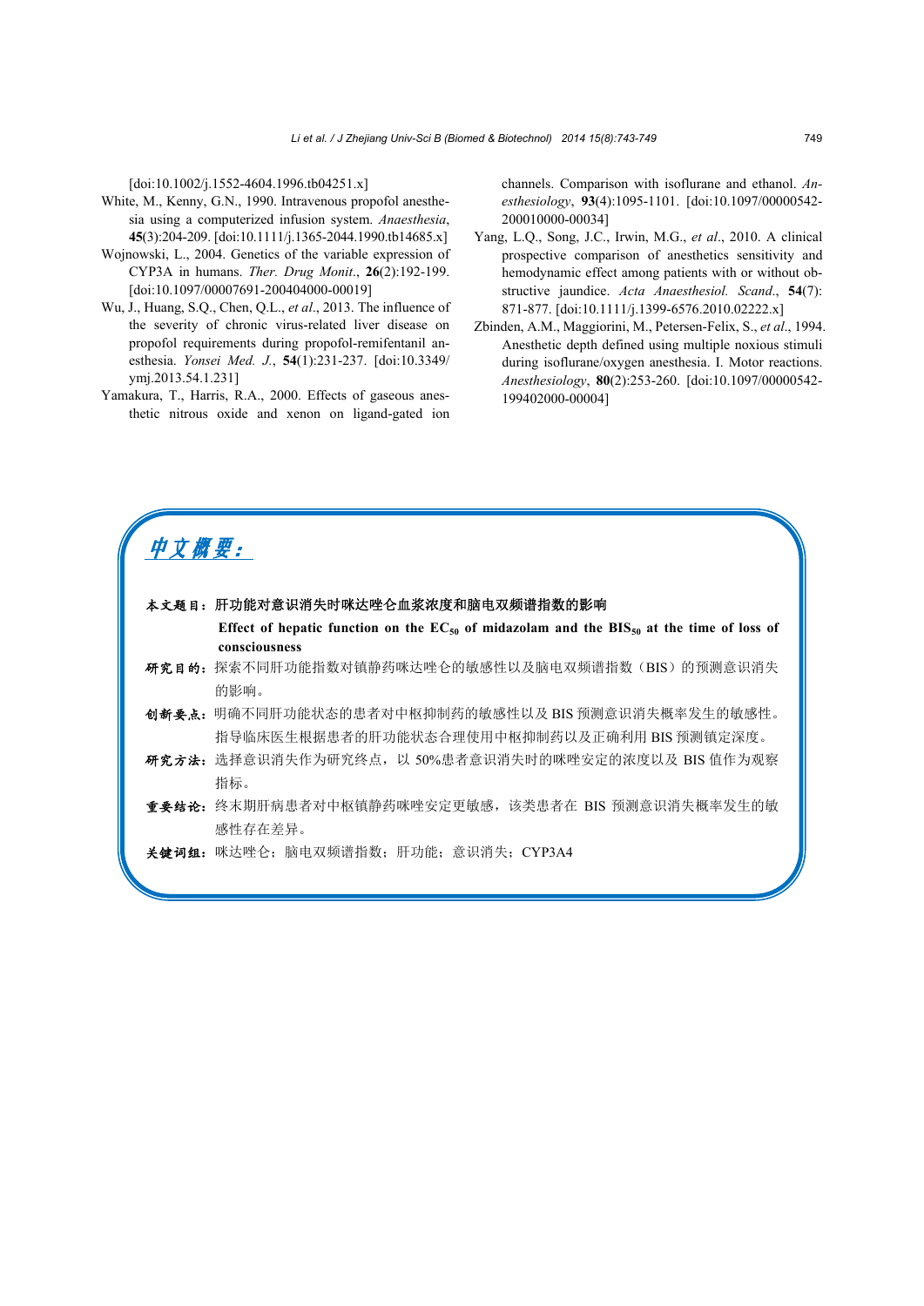[doi:10.1002/j.1552-4604.1996.tb04251.x]

White, M., Kenny, G.N., 1990. Intravenous propofol anesthesia using a computerized infusion system. *Anaesthesia*, **45**(3):204-209. [doi:10.1111/j.1365-2044.1990.tb14685.x]

Wojnowski, L., 2004. Genetics of the variable expression of CYP3A in humans. *Ther. Drug Monit.*, **26**(2):192-199. [doi:10.1097/00007691-200404000-00019]

Wu, J., Huang, S.Q., Chen, Q.L., *et al*., 2013. The influence of the severity of chronic virus-related liver disease on propofol requirements during propofol-remifentanil anesthesia. *Yonsei Med. J.*, **54**(1):231-237. [doi:10.3349/ymj.2013.54.1.231]

Yamakura, T., Harris, R.A., 2000. Effects of gaseous anesthetic nitrous oxide and xenon on ligand-gated ion channels. Comparison with isoflurane and ethanol. *Anesthesiology*, **93**(4):1095-1101. [doi:10.1097/00000542-200010000-00034]

Yang, L.Q., Song, J.C., Irwin, M.G., *et al*., 2010. A clinical prospective comparison of anesthetics sensitivity and hemodynamic effect among patients with or without obstructive jaundice. *Acta Anaesthesiol. Scand.*, **54**(7):871-877. [doi:10.1111/j.1399-6576.2010.02222.x]

Zbinden, A.M., Maggiorini, M., Petersen-Felix, S., *et al*., 1994. Anesthetic depth defined using multiple noxious stimuli during isoflurane/oxygen anesthesia. I. Motor reactions. *Anesthesiology*, **80**(2):253-260. [doi:10.1097/00000542-199402000-00004]

## 中文概要：

**本文题目：** **肝功能对意识消失时咪达唑仑血浆浓度和脑电双频谱指数的影响**

**Effect of hepatic function on the $EC_{50}$ of midazolam and the $BIS_{50}$ at the time of loss of consciousness**

**研究目的：** 探索不同肝功能指数对镇静药咪达唑仑的敏感性以及脑电双频谱指数（BIS）的预测意识消失的影响。

**创新要点：** 明确不同肝功能状态的患者对中枢抑制药的敏感性以及BIS预测意识消失概率发生的敏感性。指导临床医生根据患者的肝功能状态合理使用中枢抑制药以及正确利用BIS预测镇定深度。

**研究方法：** 选择意识消失作为研究终点，以50%患者意识消失时的咪唑安定的浓度以及BIS值作为观察指标。

**重要结论：** 终末期肝病患者对中枢镇静药咪唑安定更敏感，该类患者在BIS预测意识消失概率发生的敏感性存在差异。

**关键词组：** 咪达唑仑；脑电双频谱指数；肝功能；意识消失；CYP3A4